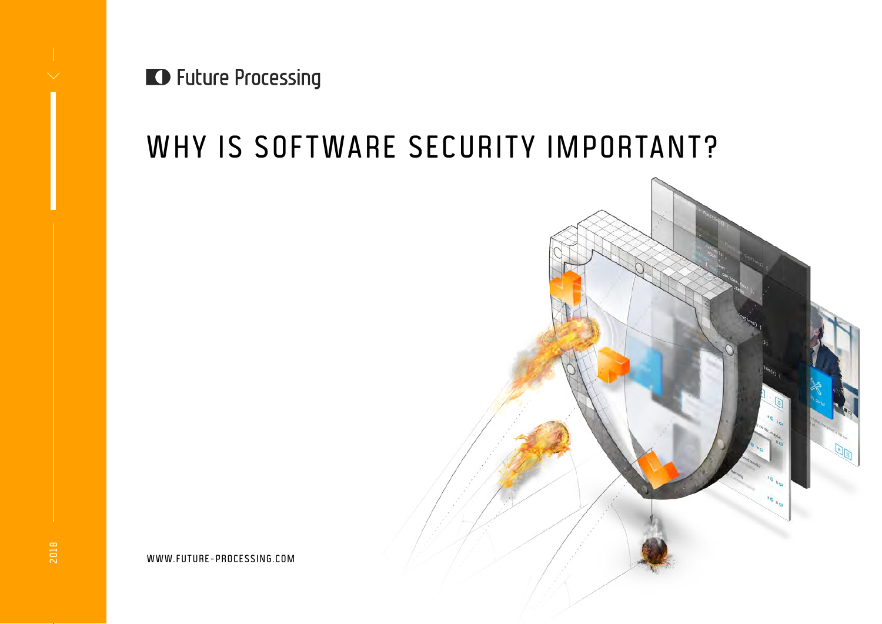Future Processing

# WHY IS SOFTWARE SECURITY IMPORTANT?

WWW.FUTURE-PROCESSING.COM

2018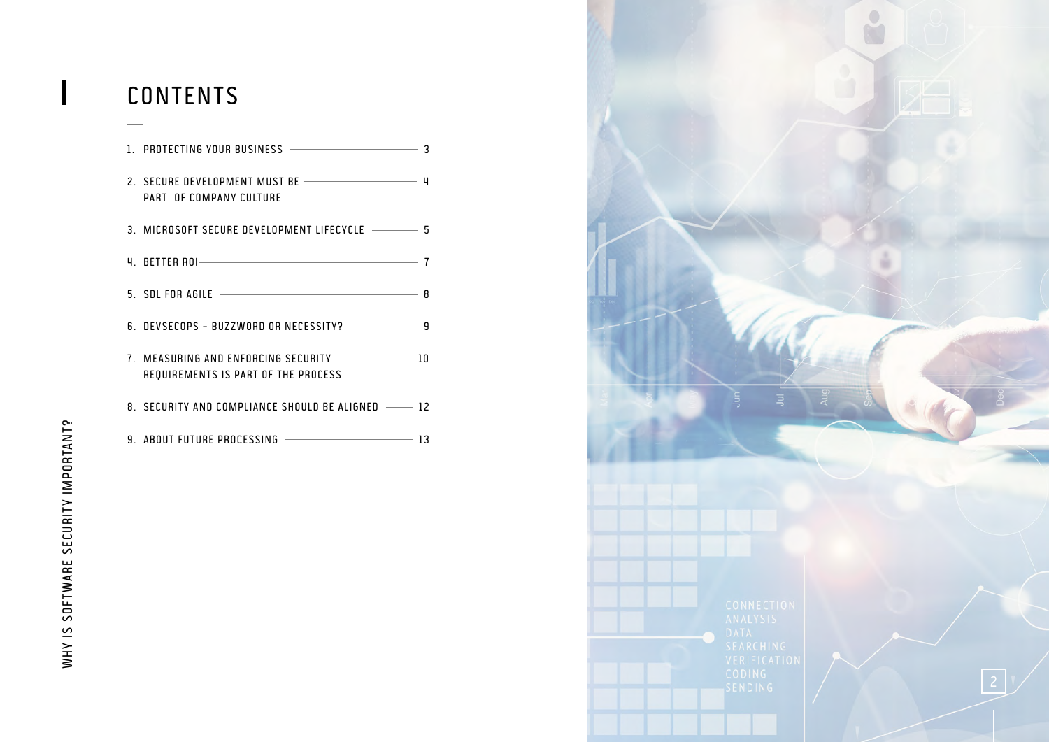# CONTENTS

1. PROTECTING YOUR BUSINESS — 3
2. SECURE DEVELOPMENT MUST BE PART OF COMPANY CULTURE — 4
3. MICROSOFT SECURE DEVELOPMENT LIFECYCLE — 5
4. BETTER ROI — 7
5. SDL FOR AGILE — 8
6. DEVSECOPS – BUZZWORD OR NECESSITY? — 9
7. MEASURING AND ENFORCING SECURITY REQUIREMENTS IS PART OF THE PROCESS — 10
8. SECURITY AND COMPLIANCE SHOULD BE ALIGNED — 12
9. ABOUT FUTURE PROCESSING — 13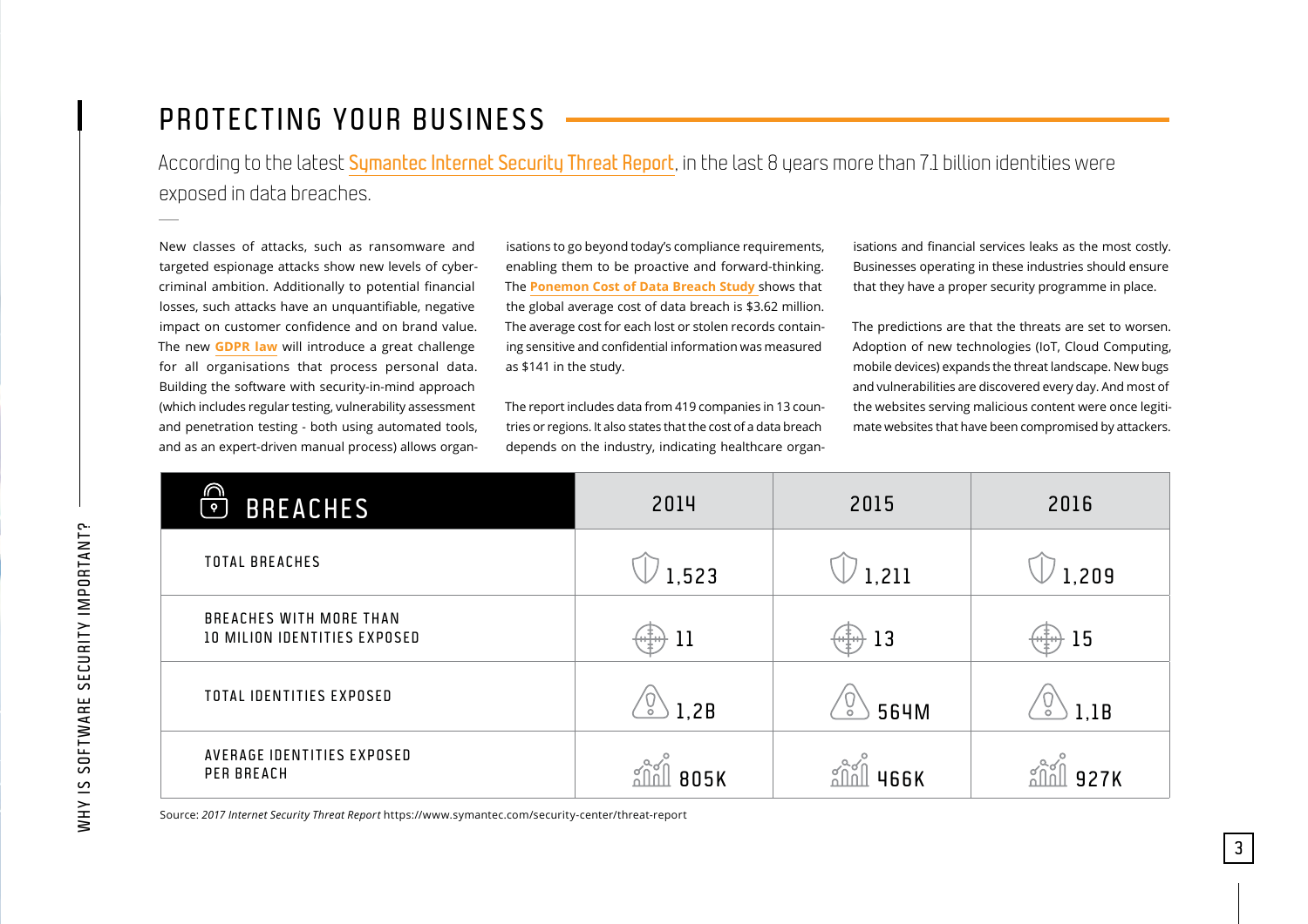# PROTECTING YOUR BUSINESS

According to the latest Symantec Internet Security Threat Report, in the last 8 years more than 7.1 billion identities were exposed in data breaches.

New classes of attacks, such as ransomware and targeted espionage attacks show new levels of cybercriminal ambition. Additionally to potential financial losses, such attacks have an unquantifiable, negative impact on customer confidence and on brand value. The new **GDPR law** will introduce a great challenge for all organisations that process personal data. Building the software with security-in-mind approach (which includes regular testing, vulnerability assessment and penetration testing - both using automated tools, and as an expert-driven manual process) allows organisations to go beyond today's compliance requirements, enabling them to be proactive and forward-thinking. The **Ponemon Cost of Data Breach Study** shows that the global average cost of data breach is $3.62 million. The average cost for each lost or stolen records containing sensitive and confidential information was measured as $141 in the study.

The report includes data from 419 companies in 13 countries or regions. It also states that the cost of a data breach depends on the industry, indicating healthcare organisations and financial services leaks as the most costly. Businesses operating in these industries should ensure that they have a proper security programme in place.

The predictions are that the threats are set to worsen. Adoption of new technologies (IoT, Cloud Computing, mobile devices) expands the threat landscape. New bugs and vulnerabilities are discovered every day. And most of the websites serving malicious content were once legitimate websites that have been compromised by attackers.

| BREACHES | 2014 | 2015 | 2016 |
|---|---|---|---|
| TOTAL BREACHES | 1,523 | 1,211 | 1,209 |
| BREACHES WITH MORE THAN 10 MILION IDENTITIES EXPOSED | 11 | 13 | 15 |
| TOTAL IDENTITIES EXPOSED | 1,2B | 564M | 1,1B |
| AVERAGE IDENTITIES EXPOSED PER BREACH | 805K | 466K | 927K |

Source: *2017 Internet Security Threat Report* https://www.symantec.com/security-center/threat-report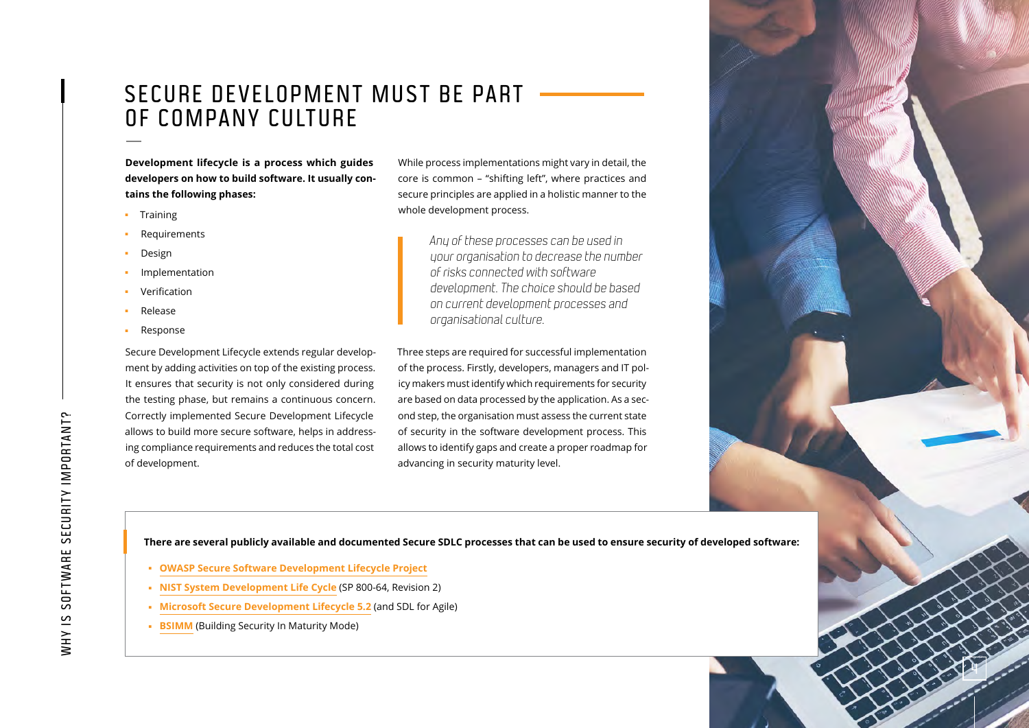# SECURE DEVELOPMENT MUST BE PART OF COMPANY CULTURE

**Development lifecycle is a process which guides developers on how to build software. It usually contains the following phases:**

- Training
- Requirements
- Design
- Implementation
- Verification
- Release
- Response

Secure Development Lifecycle extends regular development by adding activities on top of the existing process. It ensures that security is not only considered during the testing phase, but remains a continuous concern. Correctly implemented Secure Development Lifecycle allows to build more secure software, helps in addressing compliance requirements and reduces the total cost of development.

While process implementations might vary in detail, the core is common – "shifting left", where practices and secure principles are applied in a holistic manner to the whole development process.

> *Any of these processes can be used in your organisation to decrease the number of risks connected with software development. The choice should be based on current development processes and organisational culture.*

Three steps are required for successful implementation of the process. Firstly, developers, managers and IT policy makers must identify which requirements for security are based on data processed by the application. As a second step, the organisation must assess the current state of security in the software development process. This allows to identify gaps and create a proper roadmap for advancing in security maturity level.

**There are several publicly available and documented Secure SDLC processes that can be used to ensure security of developed software:**

- **OWASP Secure Software Development Lifecycle Project**
- **NIST System Development Life Cycle** (SP 800-64, Revision 2)
- **Microsoft Secure Development Lifecycle 5.2** (and SDL for Agile)
- **BSIMM** (Building Security In Maturity Mode)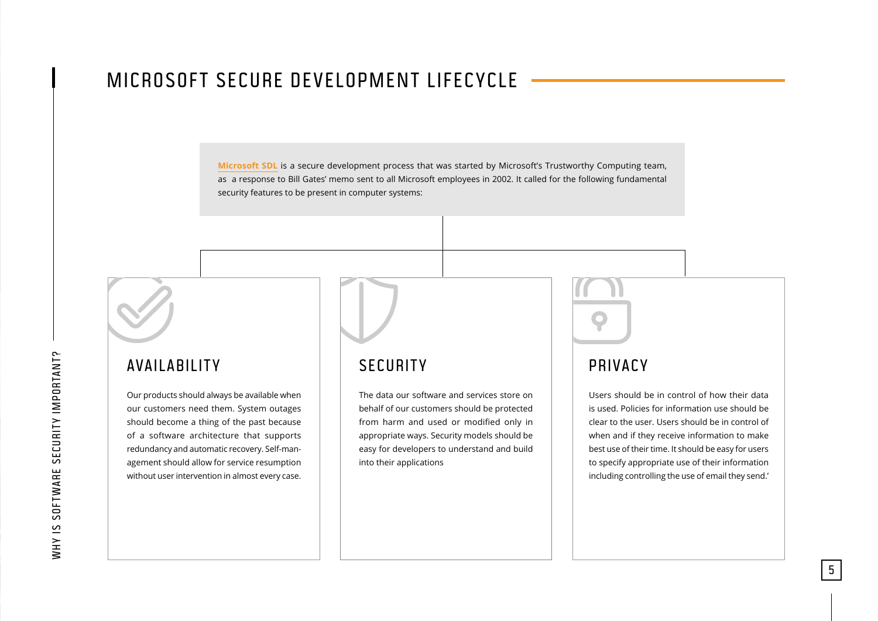# MICROSOFT SECURE DEVELOPMENT LIFECYCLE

**Microsoft SDL** is a secure development process that was started by Microsoft's Trustworthy Computing team, as a response to Bill Gates' memo sent to all Microsoft employees in 2002. It called for the following fundamental security features to be present in computer systems:

## AVAILABILITY

Our products should always be available when our customers need them. System outages should become a thing of the past because of a software architecture that supports redundancy and automatic recovery. Self-management should allow for service resumption without user intervention in almost every case.

## SECURITY

The data our software and services store on behalf of our customers should be protected from harm and used or modified only in appropriate ways. Security models should be easy for developers to understand and build into their applications

## PRIVACY

Users should be in control of how their data is used. Policies for information use should be clear to the user. Users should be in control of when and if they receive information to make best use of their time. It should be easy for users to specify appropriate use of their information including controlling the use of email they send.'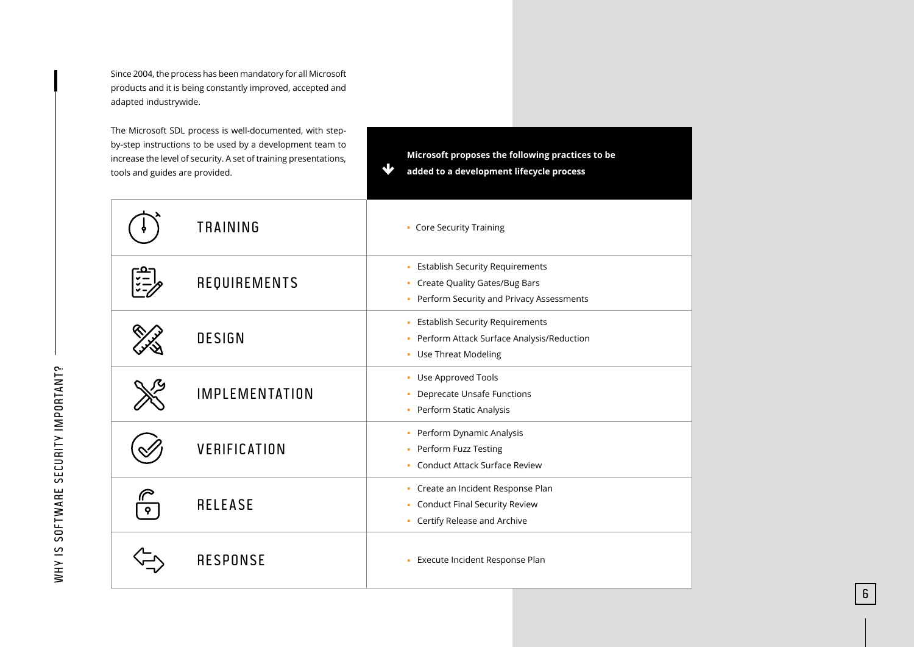Since 2004, the process has been mandatory for all Microsoft products and it is being constantly improved, accepted and adapted industrywide.

The Microsoft SDL process is well-documented, with step-by-step instructions to be used by a development team to increase the level of security. A set of training presentations, tools and guides are provided.

| | **Microsoft proposes the following practices to be added to a development lifecycle process** |
|---|---|
| TRAINING | - Core Security Training |
| REQUIREMENTS | - Establish Security Requirements<br>- Create Quality Gates/Bug Bars<br>- Perform Security and Privacy Assessments |
| DESIGN | - Establish Security Requirements<br>- Perform Attack Surface Analysis/Reduction<br>- Use Threat Modeling |
| IMPLEMENTATION | - Use Approved Tools<br>- Deprecate Unsafe Functions<br>- Perform Static Analysis |
| VERIFICATION | - Perform Dynamic Analysis<br>- Perform Fuzz Testing<br>- Conduct Attack Surface Review |
| RELEASE | - Create an Incident Response Plan<br>- Conduct Final Security Review<br>- Certify Release and Archive |
| RESPONSE | - Execute Incident Response Plan |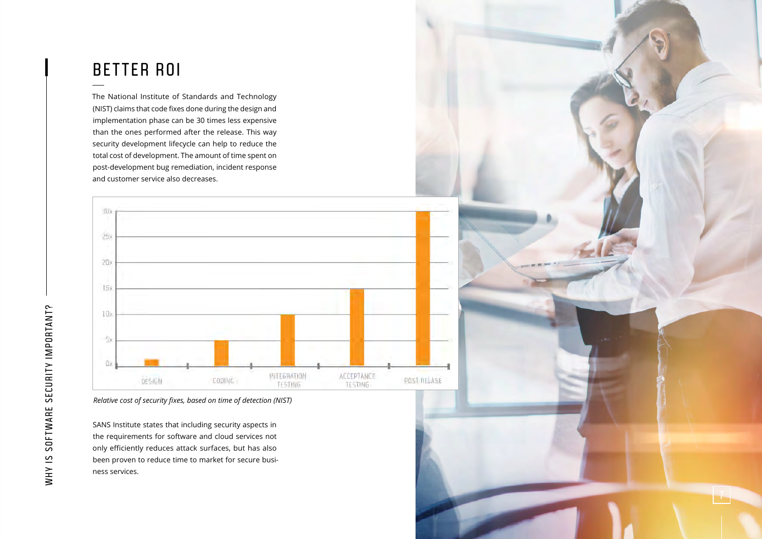# BETTER ROI

The National Institute of Standards and Technology (NIST) claims that code fixes done during the design and implementation phase can be 30 times less expensive than the ones performed after the release. This way security development lifecycle can help to reduce the total cost of development. The amount of time spent on post-development bug remediation, incident response and customer service also decreases.

*Relative cost of security fixes, based on time of detection (NIST)*

SANS Institute states that including security aspects in the requirements for software and cloud services not only efficiently reduces attack surfaces, but has also been proven to reduce time to market for secure business services.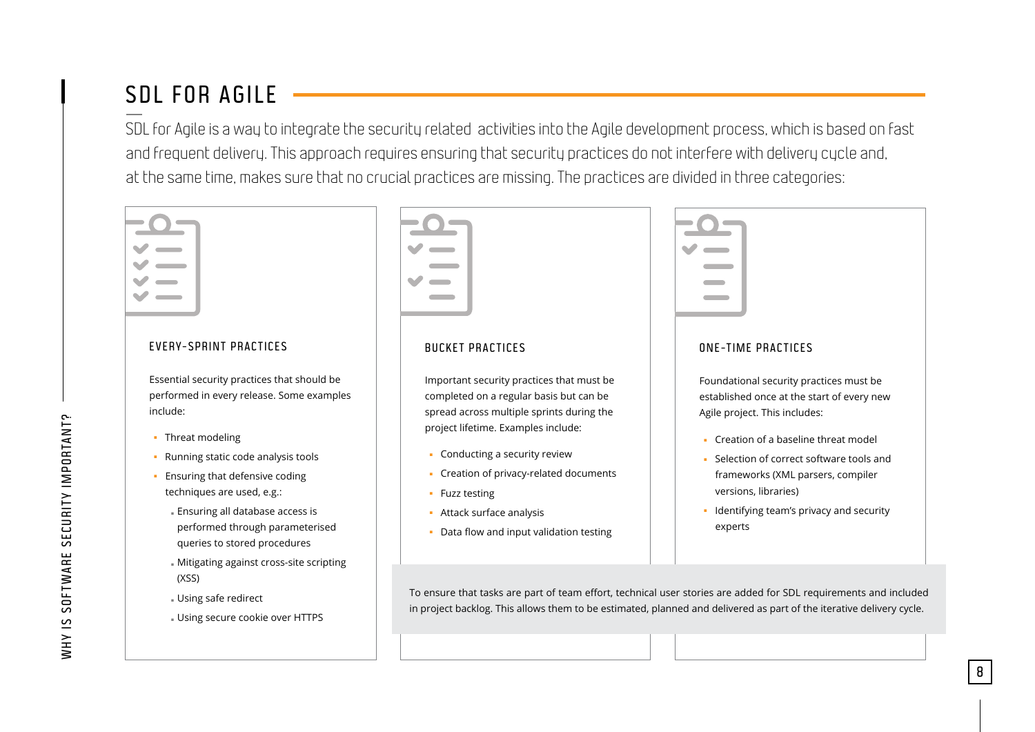# SDL FOR AGILE

SDL for Agile is a way to integrate the security related activities into the Agile development process, which is based on fast and frequent delivery. This approach requires ensuring that security practices do not interfere with delivery cycle and, at the same time, makes sure that no crucial practices are missing. The practices are divided in three categories:

### EVERY-SPRINT PRACTICES

Essential security practices that should be performed in every release. Some examples include:

- Threat modeling
- Running static code analysis tools
- Ensuring that defensive coding techniques are used, e.g.:
  - Ensuring all database access is performed through parameterised queries to stored procedures
  - Mitigating against cross-site scripting (XSS)
  - Using safe redirect
  - Using secure cookie over HTTPS

### BUCKET PRACTICES

Important security practices that must be completed on a regular basis but can be spread across multiple sprints during the project lifetime. Examples include:

- Conducting a security review
- Creation of privacy-related documents
- Fuzz testing
- Attack surface analysis
- Data flow and input validation testing

### ONE-TIME PRACTICES

Foundational security practices must be established once at the start of every new Agile project. This includes:

- Creation of a baseline threat model
- Selection of correct software tools and frameworks (XML parsers, compiler versions, libraries)
- Identifying team's privacy and security experts

To ensure that tasks are part of team effort, technical user stories are added for SDL requirements and included in project backlog. This allows them to be estimated, planned and delivered as part of the iterative delivery cycle.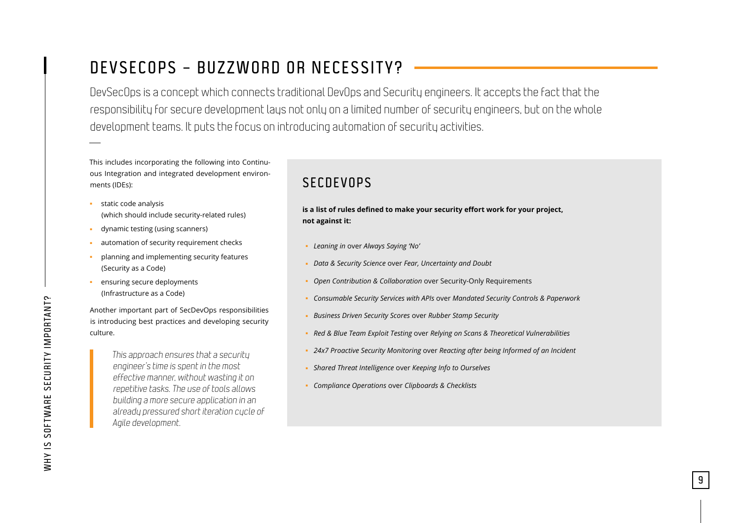# DEVSECOPS – BUZZWORD OR NECESSITY?

DevSecOps is a concept which connects traditional DevOps and Security engineers. It accepts the fact that the responsibility for secure development lays not only on a limited number of security engineers, but on the whole development teams. It puts the focus on introducing automation of security activities.

This includes incorporating the following into Continuous Integration and integrated development environments (IDEs):

- static code analysis (which should include security-related rules)
- dynamic testing (using scanners)
- automation of security requirement checks
- planning and implementing security features (Security as a Code)
- ensuring secure deployments (Infrastructure as a Code)

Another important part of SecDevOps responsibilities is introducing best practices and developing security culture.

> *This approach ensures that a security engineer's time is spent in the most effective manner, without wasting it on repetitive tasks. The use of tools allows building a more secure application in an already pressured short iteration cycle of Agile development.*

## SECDEVOPS

**is a list of rules defined to make your security effort work for your project, not against it:**

- *Leaning in* over *Always Saying 'No'*
- *Data & Security Science* over *Fear, Uncertainty and Doubt*
- *Open Contribution & Collaboration* over Security-Only Requirements
- *Consumable Security Services with APIs* over *Mandated Security Controls & Paperwork*
- *Business Driven Security Scores* over *Rubber Stamp Security*
- *Red & Blue Team Exploit Testing* over *Relying on Scans & Theoretical Vulnerabilities*
- *24x7 Proactive Security Monitoring* over *Reacting after being Informed of an Incident*
- *Shared Threat Intelligence* over *Keeping Info to Ourselves*
- *Compliance Operations* over *Clipboards & Checklists*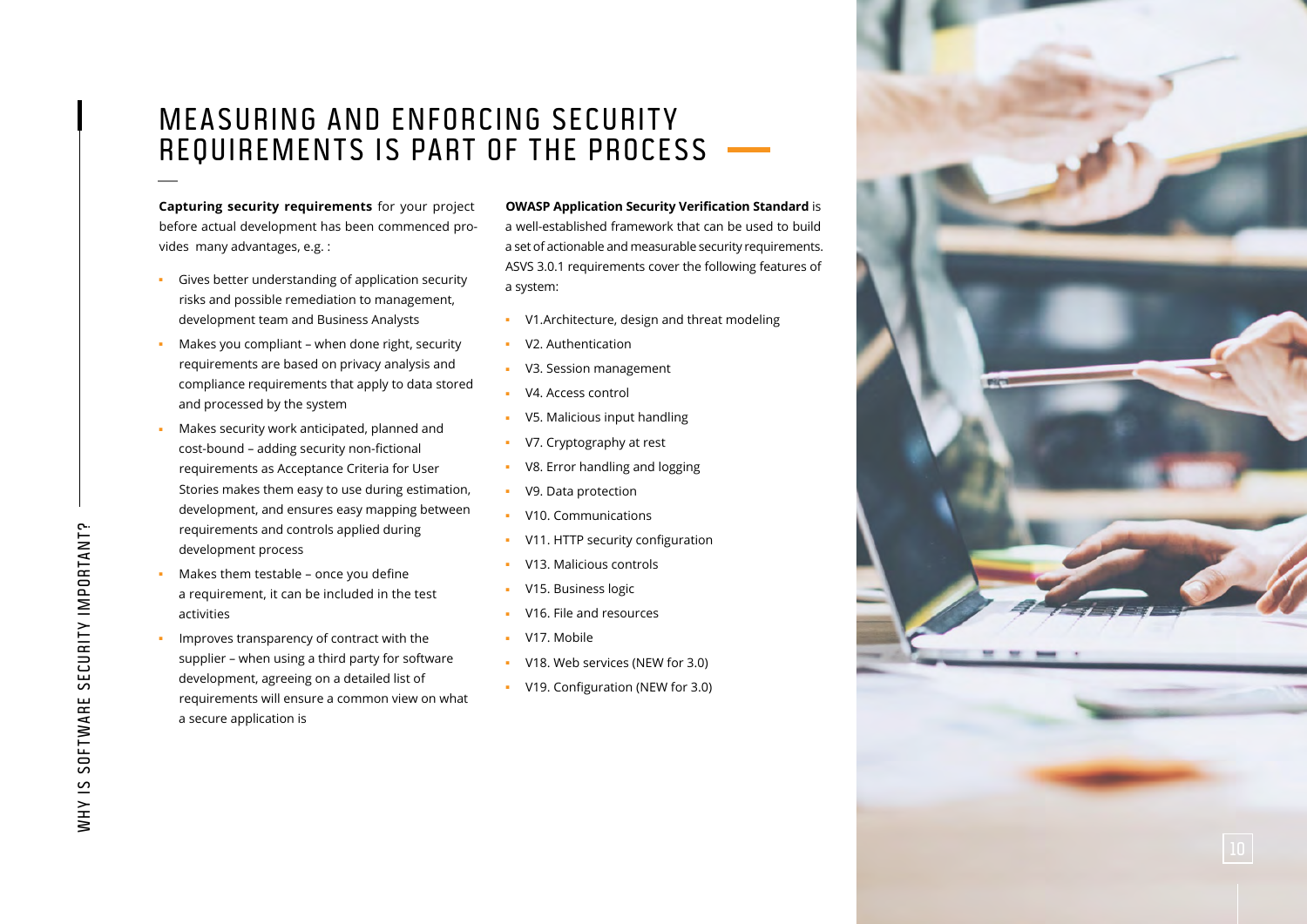# MEASURING AND ENFORCING SECURITY REQUIREMENTS IS PART OF THE PROCESS

**Capturing security requirements** for your project before actual development has been commenced provides many advantages, e.g. :

- Gives better understanding of application security risks and possible remediation to management, development team and Business Analysts
- Makes you compliant – when done right, security requirements are based on privacy analysis and compliance requirements that apply to data stored and processed by the system
- Makes security work anticipated, planned and cost-bound – adding security non-fictional requirements as Acceptance Criteria for User Stories makes them easy to use during estimation, development, and ensures easy mapping between requirements and controls applied during development process
- Makes them testable – once you define a requirement, it can be included in the test activities
- Improves transparency of contract with the supplier – when using a third party for software development, agreeing on a detailed list of requirements will ensure a common view on what a secure application is

**OWASP Application Security Verification Standard** is a well-established framework that can be used to build a set of actionable and measurable security requirements. ASVS 3.0.1 requirements cover the following features of a system:

- V1.Architecture, design and threat modeling
- V2. Authentication
- V3. Session management
- V4. Access control
- V5. Malicious input handling
- V7. Cryptography at rest
- V8. Error handling and logging
- V9. Data protection
- V10. Communications
- V11. HTTP security configuration
- V13. Malicious controls
- V15. Business logic
- V16. File and resources
- V17. Mobile
- V18. Web services (NEW for 3.0)
- V19. Configuration (NEW for 3.0)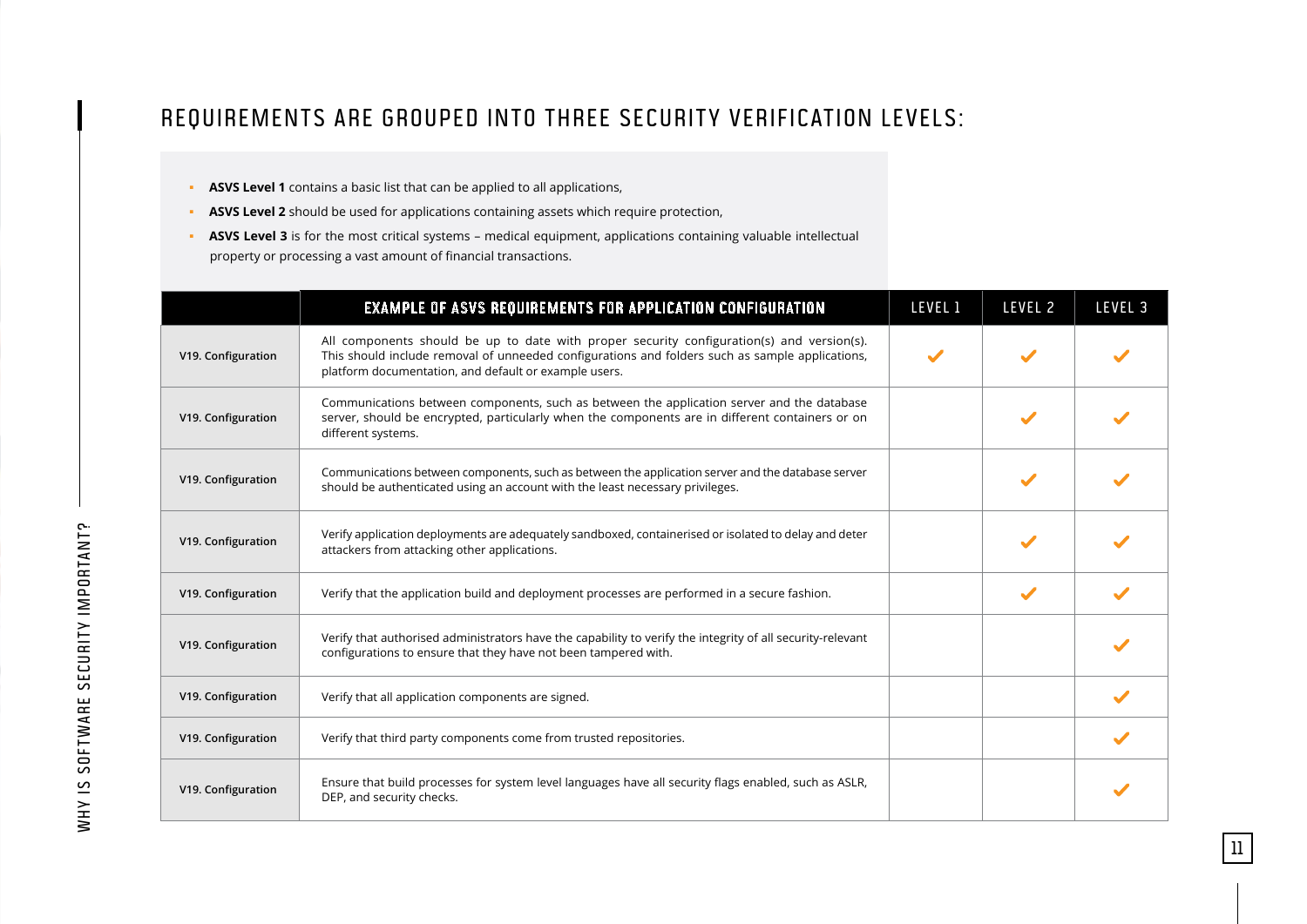# REQUIREMENTS ARE GROUPED INTO THREE SECURITY VERIFICATION LEVELS:

- **ASVS Level 1** contains a basic list that can be applied to all applications,
- **ASVS Level 2** should be used for applications containing assets which require protection,
- **ASVS Level 3** is for the most critical systems – medical equipment, applications containing valuable intellectual property or processing a vast amount of financial transactions.

| | EXAMPLE OF ASVS REQUIREMENTS FOR APPLICATION CONFIGURATION | LEVEL 1 | LEVEL 2 | LEVEL 3 |
|---|---|---|---|---|
| V19. Configuration | All components should be up to date with proper security configuration(s) and version(s). This should include removal of unneeded configurations and folders such as sample applications, platform documentation, and default or example users. | ✓ | ✓ | ✓ |
| V19. Configuration | Communications between components, such as between the application server and the database server, should be encrypted, particularly when the components are in different containers or on different systems. | | ✓ | ✓ |
| V19. Configuration | Communications between components, such as between the application server and the database server should be authenticated using an account with the least necessary privileges. | | ✓ | ✓ |
| V19. Configuration | Verify application deployments are adequately sandboxed, containerised or isolated to delay and deter attackers from attacking other applications. | | ✓ | ✓ |
| V19. Configuration | Verify that the application build and deployment processes are performed in a secure fashion. | | ✓ | ✓ |
| V19. Configuration | Verify that authorised administrators have the capability to verify the integrity of all security-relevant configurations to ensure that they have not been tampered with. | | | ✓ |
| V19. Configuration | Verify that all application components are signed. | | | ✓ |
| V19. Configuration | Verify that third party components come from trusted repositories. | | | ✓ |
| V19. Configuration | Ensure that build processes for system level languages have all security flags enabled, such as ASLR, DEP, and security checks. | | | ✓ |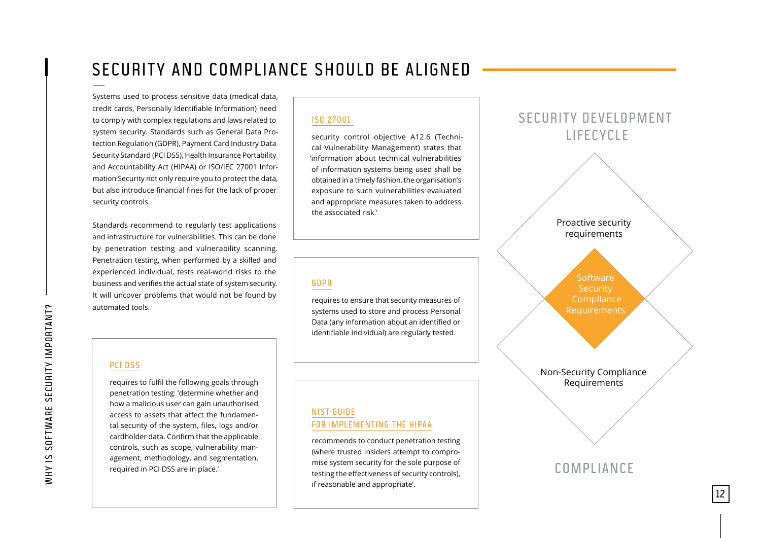# SECURITY AND COMPLIANCE SHOULD BE ALIGNED

Systems used to process sensitive data (medical data, credit cards, Personally Identifiable Information) need to comply with complex regulations and laws related to system security. Standards such as General Data Protection Regulation (GDPR), Payment Card Industry Data Security Standard (PCI DSS), Health Insurance Portability and Accountability Act (HIPAA) or ISO/IEC 27001 Information Security not only require you to protect the data, but also introduce financial fines for the lack of proper security controls.

Standards recommend to regularly test applications and infrastructure for vulnerabilities. This can be done by penetration testing and vulnerability scanning. Penetration testing, when performed by a skilled and experienced individual, tests real-world risks to the business and verifies the actual state of system security. It will uncover problems that would not be found by automated tools.

### PCI DSS

requires to fulfil the following goals through penetration testing: 'determine whether and how a malicious user can gain unauthorised access to assets that affect the fundamental security of the system, files, logs and/or cardholder data. Confirm that the applicable controls, such as scope, vulnerability management, methodology, and segmentation, required in PCI DSS are in place.'

### ISO 27001

security control objective A12.6 (Technical Vulnerability Management) states that 'information about technical vulnerabilities of information systems being used shall be obtained in a timely fashion, the organisation's exposure to such vulnerabilities evaluated and appropriate measures taken to address the associated risk.'

### GDPR

requires to ensure that security measures of systems used to store and process Personal Data (any information about an identified or identifiable individual) are regularly tested.

### NIST GUIDE FOR IMPLEMENTING THE HIPAA

recommends to conduct penetration testing (where trusted insiders attempt to compromise system security for the sole purpose of testing the effectiveness of security controls), if reasonable and appropriate'.

SECURITY DEVELOPMENT LIFECYCLE

Proactive security requirements

Software Security Compliance Requirements

Non-Security Compliance Requirements

COMPLIANCE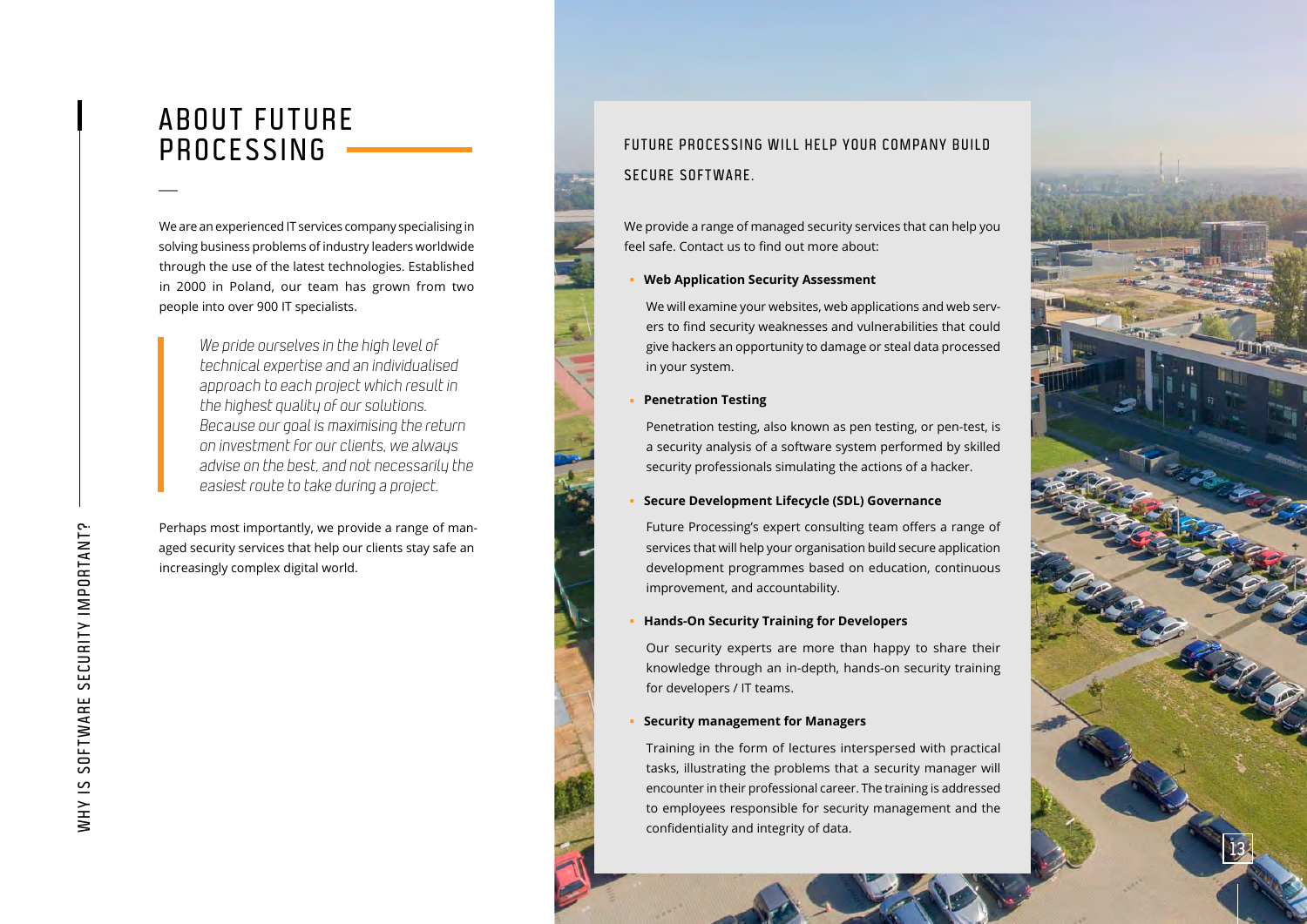## ABOUT FUTURE PROCESSING

We are an experienced IT services company specialising in solving business problems of industry leaders worldwide through the use of the latest technologies. Established in 2000 in Poland, our team has grown from two people into over 900 IT specialists.

> *We pride ourselves in the high level of technical expertise and an individualised approach to each project which result in the highest quality of our solutions. Because our goal is maximising the return on investment for our clients, we always advise on the best, and not necessarily the easiest route to take during a project.*

Perhaps most importantly, we provide a range of managed security services that help our clients stay safe an increasingly complex digital world.

### FUTURE PROCESSING WILL HELP YOUR COMPANY BUILD SECURE SOFTWARE.

We provide a range of managed security services that can help you feel safe. Contact us to find out more about:

- **Web Application Security Assessment**

  We will examine your websites, web applications and web servers to find security weaknesses and vulnerabilities that could give hackers an opportunity to damage or steal data processed in your system.

- **Penetration Testing**

  Penetration testing, also known as pen testing, or pen-test, is a security analysis of a software system performed by skilled security professionals simulating the actions of a hacker.

- **Secure Development Lifecycle (SDL) Governance**

  Future Processing's expert consulting team offers a range of services that will help your organisation build secure application development programmes based on education, continuous improvement, and accountability.

- **Hands-On Security Training for Developers**

  Our security experts are more than happy to share their knowledge through an in-depth, hands-on security training for developers / IT teams.

- **Security management for Managers**

  Training in the form of lectures interspersed with practical tasks, illustrating the problems that a security manager will encounter in their professional career. The training is addressed to employees responsible for security management and the confidentiality and integrity of data.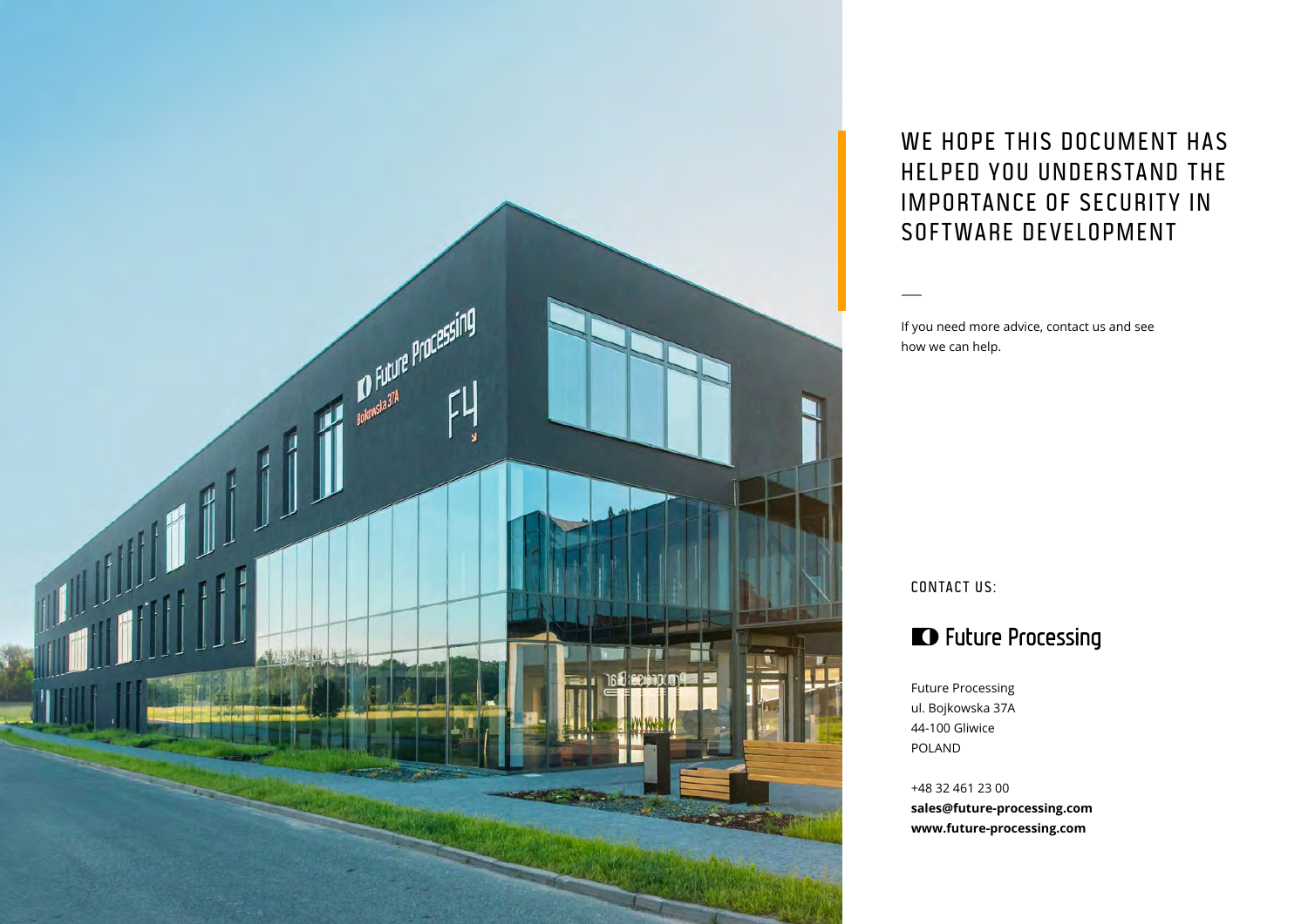# WE HOPE THIS DOCUMENT HAS HELPED YOU UNDERSTAND THE IMPORTANCE OF SECURITY IN SOFTWARE DEVELOPMENT

If you need more advice, contact us and see how we can help.

CONTACT US:

Future Processing

Future Processing
ul. Bojkowska 37A
44-100 Gliwice
POLAND

+48 32 461 23 00
**sales@future-processing.com**
**www.future-processing.com**